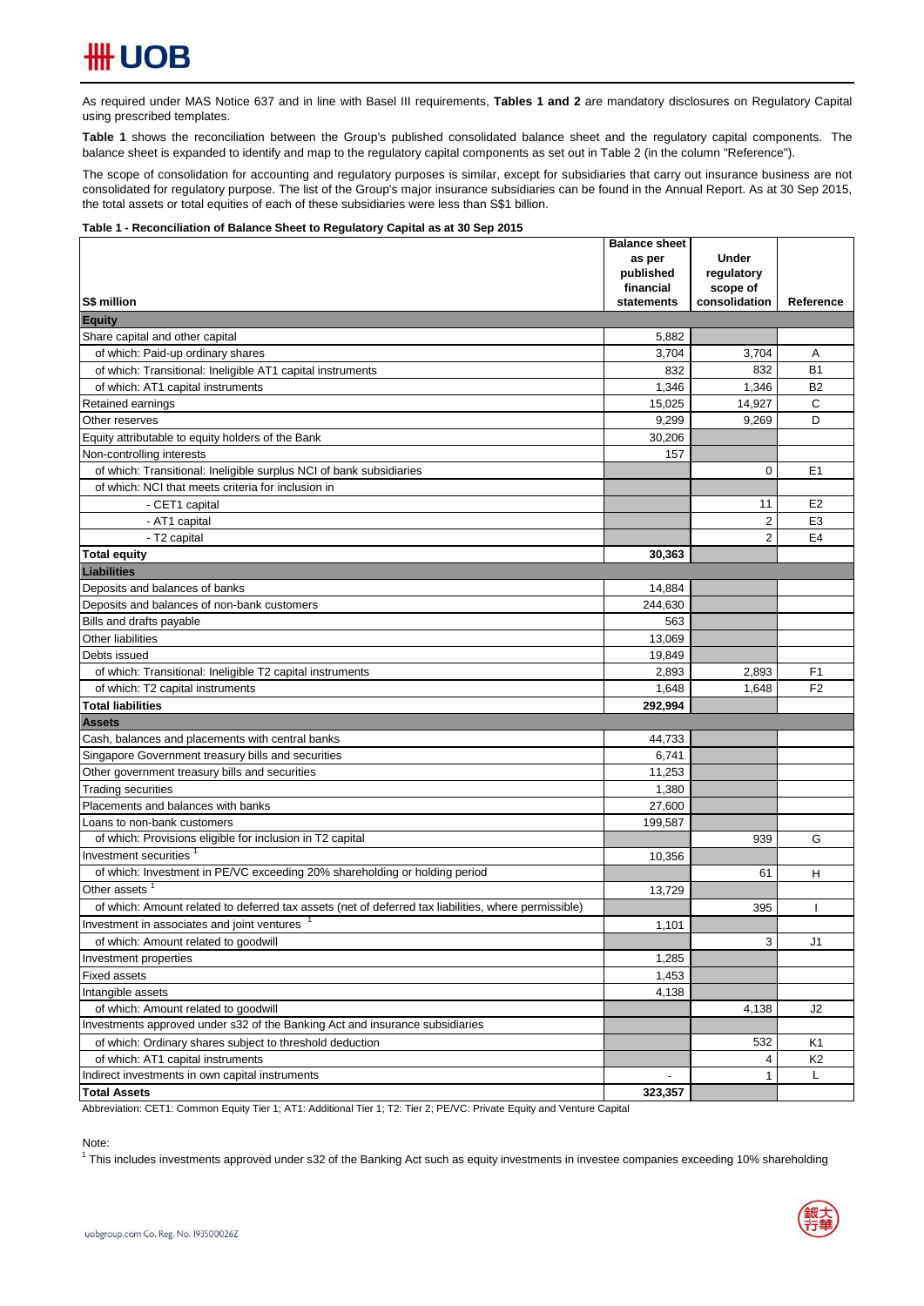As required under MAS Notice 637 and in line with Basel III requirements, **Tables 1 and 2** are mandatory disclosures on Regulatory Capital using prescribed templates.

**Table 1** shows the reconciliation between the Group's published consolidated balance sheet and the regulatory capital components. The balance sheet is expanded to identify and map to the regulatory capital components as set out in Table 2 (in the column "Reference").

The scope of consolidation for accounting and regulatory purposes is similar, except for subsidiaries that carry out insurance business are not consolidated for regulatory purpose. The list of the Group's major insurance subsidiaries can be found in the Annual Report. As at 30 Sep 2015, the total assets or total equities of each of these subsidiaries were less than S$1 billion.

**Table 1 - Reconciliation of Balance Sheet to Regulatory Capital as at 30 Sep 2015**

| S$ million | Balance sheet as per published financial statements | Under regulatory scope of consolidation | Reference |
|---|---|---|---|
| **Equity** | | | |
| Share capital and other capital | 5,882 | | |
| of which: Paid-up ordinary shares | 3,704 | 3,704 | A |
| of which: Transitional: Ineligible AT1 capital instruments | 832 | 832 | B1 |
| of which: AT1 capital instruments | 1,346 | 1,346 | B2 |
| Retained earnings | 15,025 | 14,927 | C |
| Other reserves | 9,299 | 9,269 | D |
| Equity attributable to equity holders of the Bank | 30,206 | | |
| Non-controlling interests | 157 | | |
| of which: Transitional: Ineligible surplus NCI of bank subsidiaries | | 0 | E1 |
| of which: NCI that meets criteria for inclusion in | | | |
| - CET1 capital | | 11 | E2 |
| - AT1 capital | | 2 | E3 |
| - T2 capital | | 2 | E4 |
| **Total equity** | **30,363** | | |
| **Liabilities** | | | |
| Deposits and balances of banks | 14,884 | | |
| Deposits and balances of non-bank customers | 244,630 | | |
| Bills and drafts payable | 563 | | |
| Other liabilities | 13,069 | | |
| Debts issued | 19,849 | | |
| of which: Transitional: Ineligible T2 capital instruments | 2,893 | 2,893 | F1 |
| of which: T2 capital instruments | 1,648 | 1,648 | F2 |
| **Total liabilities** | **292,994** | | |
| **Assets** | | | |
| Cash, balances and placements with central banks | 44,733 | | |
| Singapore Government treasury bills and securities | 6,741 | | |
| Other government treasury bills and securities | 11,253 | | |
| Trading securities | 1,380 | | |
| Placements and balances with banks | 27,600 | | |
| Loans to non-bank customers | 199,587 | | |
| of which: Provisions eligible for inclusion in T2 capital | | 939 | G |
| Investment securities [1] | 10,356 | | |
| of which: Investment in PE/VC exceeding 20% shareholding or holding period | | 61 | H |
| Other assets [1] | 13,729 | | |
| of which: Amount related to deferred tax assets (net of deferred tax liabilities, where permissible) | | 395 | I |
| Investment in associates and joint ventures [1] | 1,101 | | |
| of which: Amount related to goodwill | | 3 | J1 |
| Investment properties | 1,285 | | |
| Fixed assets | 1,453 | | |
| Intangible assets | 4,138 | | |
| of which: Amount related to goodwill | | 4,138 | J2 |
| Investments approved under s32 of the Banking Act and insurance subsidiaries | | | |
| of which: Ordinary shares subject to threshold deduction | | 532 | K1 |
| of which: AT1 capital instruments | | 4 | K2 |
| Indirect investments in own capital instruments | - | 1 | L |
| **Total Assets** | **323,357** | | |

Abbreviation: CET1: Common Equity Tier 1; AT1: Additional Tier 1; T2: Tier 2; PE/VC: Private Equity and Venture Capital

Note:

[1] This includes investments approved under s32 of the Banking Act such as equity investments in investee companies exceeding 10% shareholding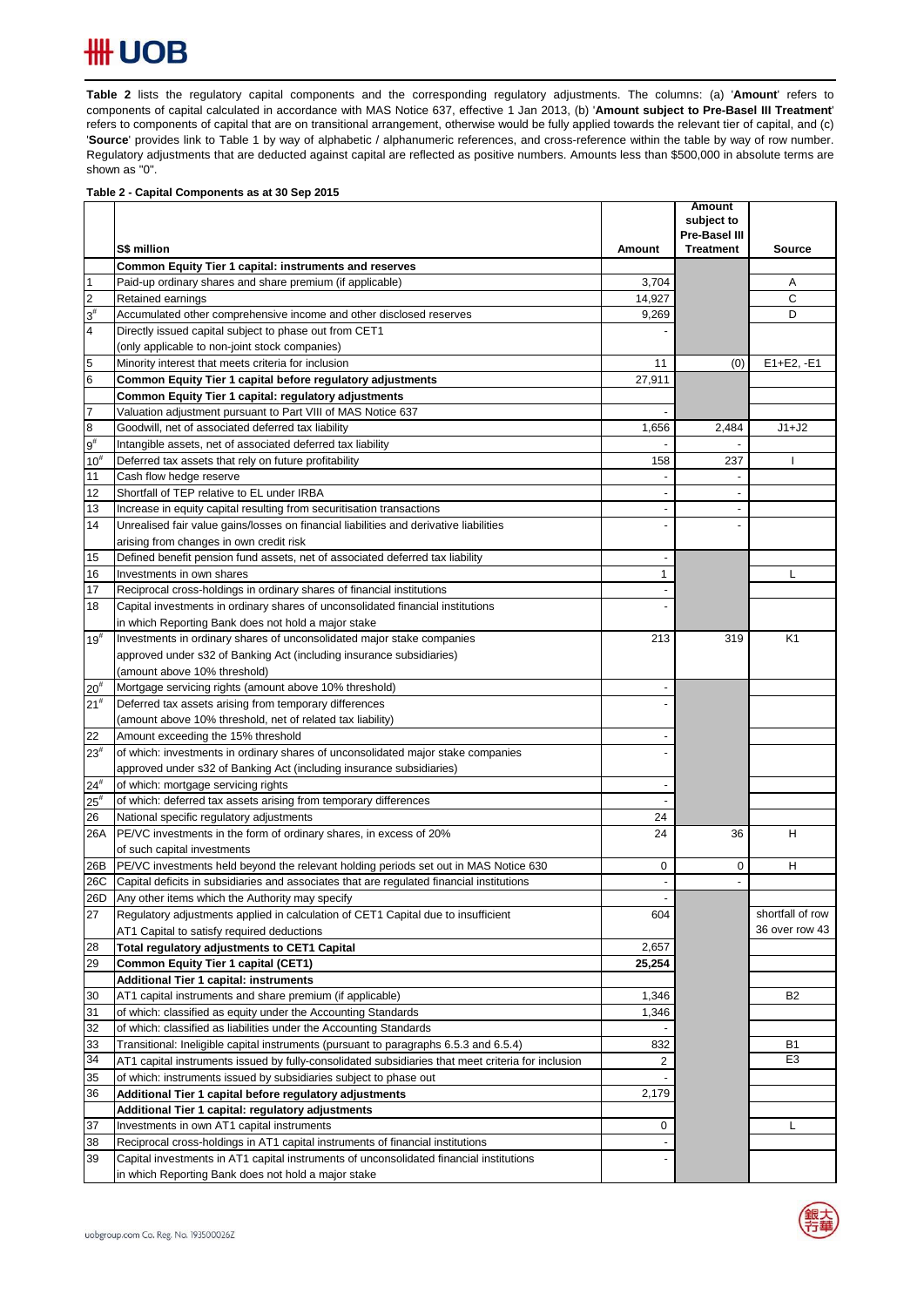**Table 2** lists the regulatory capital components and the corresponding regulatory adjustments. The columns: (a) '**Amount**' refers to components of capital calculated in accordance with MAS Notice 637, effective 1 Jan 2013, (b) '**Amount subject to Pre-Basel III Treatment**' refers to components of capital that are on transitional arrangement, otherwise would be fully applied towards the relevant tier of capital, and (c) '**Source**' provides link to Table 1 by way of alphabetic / alphanumeric references, and cross-reference within the table by way of row number. Regulatory adjustments that are deducted against capital are reflected as positive numbers. Amounts less than $500,000 in absolute terms are shown as "0".

**Table 2 - Capital Components as at 30 Sep 2015**

| | S$ million | Amount | Amount subject to Pre-Basel III Treatment | Source |
|---|---|---|---|---|
| | **Common Equity Tier 1 capital: instruments and reserves** | | | |
| 1 | Paid-up ordinary shares and share premium (if applicable) | 3,704 | | A |
| 2 | Retained earnings | 14,927 | | C |
| 3# | Accumulated other comprehensive income and other disclosed reserves | 9,269 | | D |
| 4 | Directly issued capital subject to phase out from CET1 (only applicable to non-joint stock companies) | - | | |
| 5 | Minority interest that meets criteria for inclusion | 11 | (0) | E1+E2, -E1 |
| 6 | **Common Equity Tier 1 capital before regulatory adjustments** | 27,911 | | |
| | **Common Equity Tier 1 capital: regulatory adjustments** | | | |
| 7 | Valuation adjustment pursuant to Part VIII of MAS Notice 637 | - | | |
| 8 | Goodwill, net of associated deferred tax liability | 1,656 | 2,484 | J1+J2 |
| 9# | Intangible assets, net of associated deferred tax liability | - | - | |
| 10# | Deferred tax assets that rely on future profitability | 158 | 237 | I |
| 11 | Cash flow hedge reserve | - | - | |
| 12 | Shortfall of TEP relative to EL under IRBA | - | - | |
| 13 | Increase in equity capital resulting from securitisation transactions | - | - | |
| 14 | Unrealised fair value gains/losses on financial liabilities and derivative liabilities arising from changes in own credit risk | - | - | |
| 15 | Defined benefit pension fund assets, net of associated deferred tax liability | - | | |
| 16 | Investments in own shares | 1 | | L |
| 17 | Reciprocal cross-holdings in ordinary shares of financial institutions | - | | |
| 18 | Capital investments in ordinary shares of unconsolidated financial institutions in which Reporting Bank does not hold a major stake | - | | |
| 19# | Investments in ordinary shares of unconsolidated major stake companies approved under s32 of Banking Act (including insurance subsidiaries) (amount above 10% threshold) | 213 | 319 | K1 |
| 20# | Mortgage servicing rights (amount above 10% threshold) | - | | |
| 21# | Deferred tax assets arising from temporary differences (amount above 10% threshold, net of related tax liability) | - | | |
| 22 | Amount exceeding the 15% threshold | - | | |
| 23# | of which: investments in ordinary shares of unconsolidated major stake companies approved under s32 of Banking Act (including insurance subsidiaries) | - | | |
| 24# | of which: mortgage servicing rights | - | | |
| 25# | of which: deferred tax assets arising from temporary differences | - | | |
| 26 | National specific regulatory adjustments | 24 | | |
| 26A | PE/VC investments in the form of ordinary shares, in excess of 20% of such capital investments | 24 | 36 | H |
| 26B | PE/VC investments held beyond the relevant holding periods set out in MAS Notice 630 | 0 | 0 | H |
| 26C | Capital deficits in subsidiaries and associates that are regulated financial institutions | - | - | |
| 26D | Any other items which the Authority may specify | - | | |
| 27 | Regulatory adjustments applied in calculation of CET1 Capital due to insufficient AT1 Capital to satisfy required deductions | 604 | | shortfall of row 36 over row 43 |
| 28 | **Total regulatory adjustments to CET1 Capital** | 2,657 | | |
| 29 | **Common Equity Tier 1 capital (CET1)** | **25,254** | | |
| | **Additional Tier 1 capital: instruments** | | | |
| 30 | AT1 capital instruments and share premium (if applicable) | 1,346 | | B2 |
| 31 | of which: classified as equity under the Accounting Standards | 1,346 | | |
| 32 | of which: classified as liabilities under the Accounting Standards | - | | |
| 33 | Transitional: Ineligible capital instruments (pursuant to paragraphs 6.5.3 and 6.5.4) | 832 | | B1 |
| 34 | AT1 capital instruments issued by fully-consolidated subsidiaries that meet criteria for inclusion | 2 | | E3 |
| 35 | of which: instruments issued by subsidiaries subject to phase out | - | | |
| 36 | **Additional Tier 1 capital before regulatory adjustments** | 2,179 | | |
| | **Additional Tier 1 capital: regulatory adjustments** | | | |
| 37 | Investments in own AT1 capital instruments | 0 | | L |
| 38 | Reciprocal cross-holdings in AT1 capital instruments of financial institutions | - | | |
| 39 | Capital investments in AT1 capital instruments of unconsolidated financial institutions in which Reporting Bank does not hold a major stake | - | | |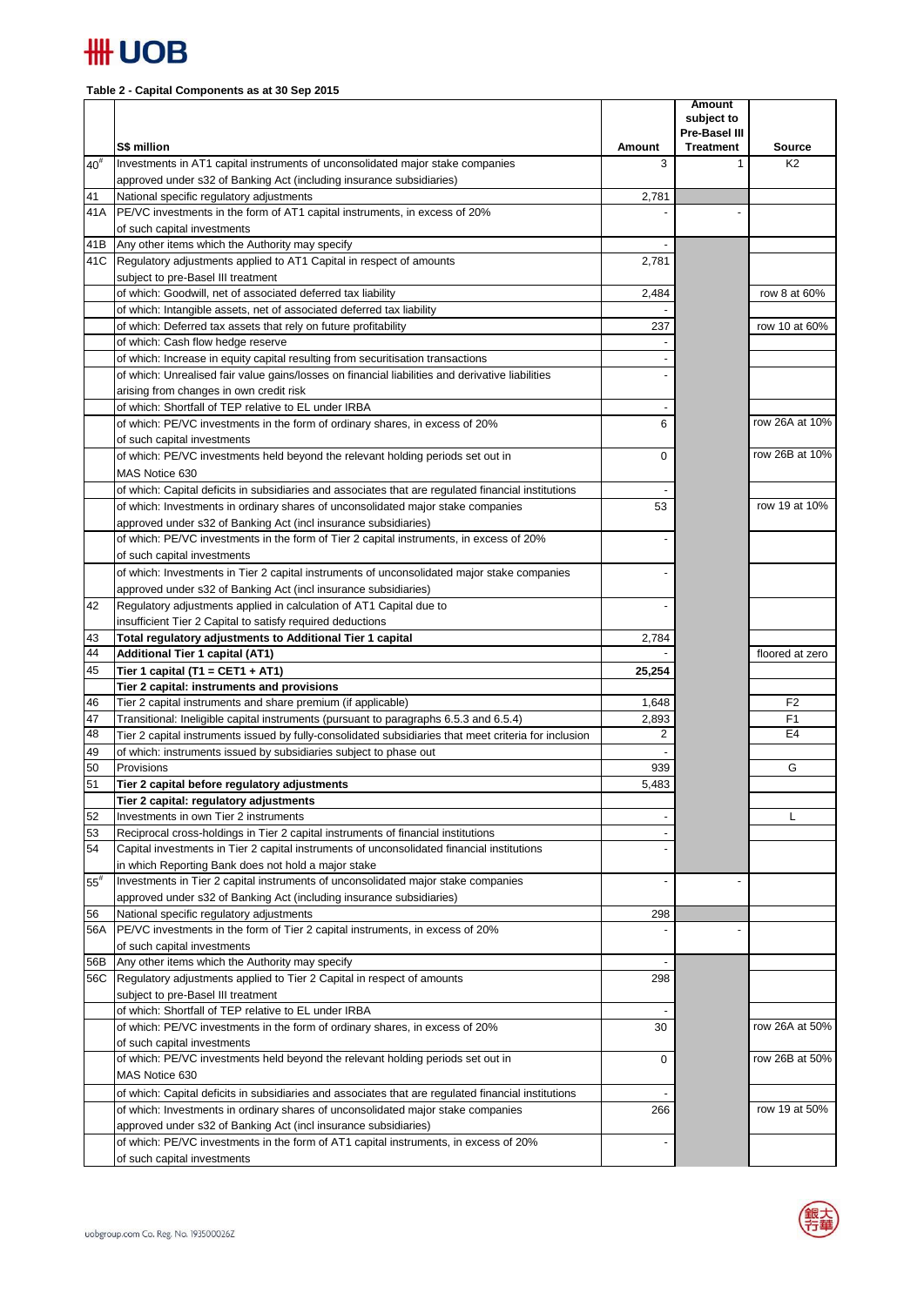**Table 2 - Capital Components as at 30 Sep 2015**

| | S$ million | Amount | Amount subject to Pre-Basel III Treatment | Source |
|---|---|---|---|---|
| 40# | Investments in AT1 capital instruments of unconsolidated major stake companies approved under s32 of Banking Act (including insurance subsidiaries) | 3 | 1 | K2 |
| 41 | National specific regulatory adjustments | 2,781 | | |
| 41A | PE/VC investments in the form of AT1 capital instruments, in excess of 20% of such capital investments | - | - | |
| 41B | Any other items which the Authority may specify | - | | |
| 41C | Regulatory adjustments applied to AT1 Capital in respect of amounts subject to pre-Basel III treatment | 2,781 | | |
| | of which: Goodwill, net of associated deferred tax liability | 2,484 | | row 8 at 60% |
| | of which: Intangible assets, net of associated deferred tax liability | - | | |
| | of which: Deferred tax assets that rely on future profitability | 237 | | row 10 at 60% |
| | of which: Cash flow hedge reserve | - | | |
| | of which: Increase in equity capital resulting from securitisation transactions | - | | |
| | of which: Unrealised fair value gains/losses on financial liabilities and derivative liabilities arising from changes in own credit risk | - | | |
| | of which: Shortfall of TEP relative to EL under IRBA | - | | |
| | of which: PE/VC investments in the form of ordinary shares, in excess of 20% of such capital investments | 6 | | row 26A at 10% |
| | of which: PE/VC investments held beyond the relevant holding periods set out in MAS Notice 630 | 0 | | row 26B at 10% |
| | of which: Capital deficits in subsidiaries and associates that are regulated financial institutions | - | | |
| | of which: Investments in ordinary shares of unconsolidated major stake companies approved under s32 of Banking Act (incl insurance subsidiaries) | 53 | | row 19 at 10% |
| | of which: PE/VC investments in the form of Tier 2 capital instruments, in excess of 20% of such capital investments | - | | |
| | of which: Investments in Tier 2 capital instruments of unconsolidated major stake companies approved under s32 of Banking Act (incl insurance subsidiaries) | - | | |
| 42 | Regulatory adjustments applied in calculation of AT1 Capital due to insufficient Tier 2 Capital to satisfy required deductions | - | | |
| 43 | **Total regulatory adjustments to Additional Tier 1 capital** | 2,784 | | |
| 44 | **Additional Tier 1 capital (AT1)** | - | | floored at zero |
| 45 | **Tier 1 capital (T1 = CET1 + AT1)** | **25,254** | | |
| | **Tier 2 capital: instruments and provisions** | | | |
| 46 | Tier 2 capital instruments and share premium (if applicable) | 1,648 | | F2 |
| 47 | Transitional: Ineligible capital instruments (pursuant to paragraphs 6.5.3 and 6.5.4) | 2,893 | | F1 |
| 48 | Tier 2 capital instruments issued by fully-consolidated subsidiaries that meet criteria for inclusion | 2 | | E4 |
| 49 | of which: instruments issued by subsidiaries subject to phase out | - | | |
| 50 | Provisions | 939 | | G |
| 51 | **Tier 2 capital before regulatory adjustments** | 5,483 | | |
| | **Tier 2 capital: regulatory adjustments** | | | |
| 52 | Investments in own Tier 2 instruments | - | | L |
| 53 | Reciprocal cross-holdings in Tier 2 capital instruments of financial institutions | - | | |
| 54 | Capital investments in Tier 2 capital instruments of unconsolidated financial institutions in which Reporting Bank does not hold a major stake | - | | |
| 55# | Investments in Tier 2 capital instruments of unconsolidated major stake companies approved under s32 of Banking Act (including insurance subsidiaries) | - | - | |
| 56 | National specific regulatory adjustments | 298 | | |
| 56A | PE/VC investments in the form of Tier 2 capital instruments, in excess of 20% of such capital investments | - | - | |
| 56B | Any other items which the Authority may specify | - | | |
| 56C | Regulatory adjustments applied to Tier 2 Capital in respect of amounts subject to pre-Basel III treatment | 298 | | |
| | of which: Shortfall of TEP relative to EL under IRBA | - | | |
| | of which: PE/VC investments in the form of ordinary shares, in excess of 20% of such capital investments | 30 | | row 26A at 50% |
| | of which: PE/VC investments held beyond the relevant holding periods set out in MAS Notice 630 | 0 | | row 26B at 50% |
| | of which: Capital deficits in subsidiaries and associates that are regulated financial institutions | - | | |
| | of which: Investments in ordinary shares of unconsolidated major stake companies approved under s32 of Banking Act (incl insurance subsidiaries) | 266 | | row 19 at 50% |
| | of which: PE/VC investments in the form of AT1 capital instruments, in excess of 20% of such capital investments | - | | |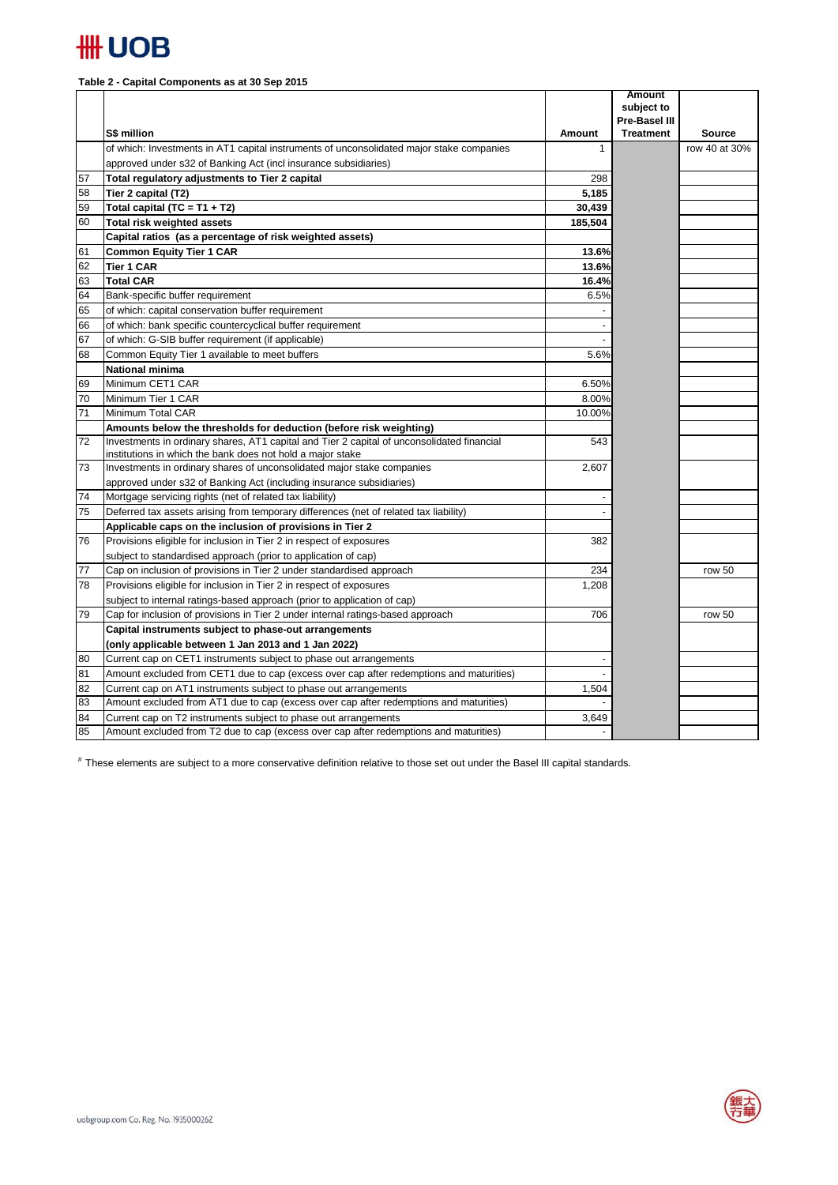**Table 2 - Capital Components as at 30 Sep 2015**

| | S$ million | Amount | Amount subject to Pre-Basel III Treatment | Source |
|---|---|---|---|---|
| | of which: Investments in AT1 capital instruments of unconsolidated major stake companies approved under s32 of Banking Act (incl insurance subsidiaries) | 1 | | row 40 at 30% |
| 57 | **Total regulatory adjustments to Tier 2 capital** | 298 | | |
| 58 | **Tier 2 capital (T2)** | **5,185** | | |
| 59 | **Total capital (TC = T1 + T2)** | **30,439** | | |
| 60 | **Total risk weighted assets** | **185,504** | | |
| | **Capital ratios (as a percentage of risk weighted assets)** | | | |
| 61 | **Common Equity Tier 1 CAR** | **13.6%** | | |
| 62 | **Tier 1 CAR** | **13.6%** | | |
| 63 | **Total CAR** | **16.4%** | | |
| 64 | Bank-specific buffer requirement | 6.5% | | |
| 65 | of which: capital conservation buffer requirement | - | | |
| 66 | of which: bank specific countercyclical buffer requirement | - | | |
| 67 | of which: G-SIB buffer requirement (if applicable) | - | | |
| 68 | Common Equity Tier 1 available to meet buffers | 5.6% | | |
| | **National minima** | | | |
| 69 | Minimum CET1 CAR | 6.50% | | |
| 70 | Minimum Tier 1 CAR | 8.00% | | |
| 71 | Minimum Total CAR | 10.00% | | |
| | **Amounts below the thresholds for deduction (before risk weighting)** | | | |
| 72 | Investments in ordinary shares, AT1 capital and Tier 2 capital of unconsolidated financial institutions in which the bank does not hold a major stake | 543 | | |
| 73 | Investments in ordinary shares of unconsolidated major stake companies approved under s32 of Banking Act (including insurance subsidiaries) | 2,607 | | |
| 74 | Mortgage servicing rights (net of related tax liability) | - | | |
| 75 | Deferred tax assets arising from temporary differences (net of related tax liability) | - | | |
| | **Applicable caps on the inclusion of provisions in Tier 2** | | | |
| 76 | Provisions eligible for inclusion in Tier 2 in respect of exposures subject to standardised approach (prior to application of cap) | 382 | | |
| 77 | Cap on inclusion of provisions in Tier 2 under standardised approach | 234 | | row 50 |
| 78 | Provisions eligible for inclusion in Tier 2 in respect of exposures subject to internal ratings-based approach (prior to application of cap) | 1,208 | | |
| 79 | Cap for inclusion of provisions in Tier 2 under internal ratings-based approach | 706 | | row 50 |
| | **Capital instruments subject to phase-out arrangements (only applicable between 1 Jan 2013 and 1 Jan 2022)** | | | |
| 80 | Current cap on CET1 instruments subject to phase out arrangements | - | | |
| 81 | Amount excluded from CET1 due to cap (excess over cap after redemptions and maturities) | - | | |
| 82 | Current cap on AT1 instruments subject to phase out arrangements | 1,504 | | |
| 83 | Amount excluded from AT1 due to cap (excess over cap after redemptions and maturities) | - | | |
| 84 | Current cap on T2 instruments subject to phase out arrangements | 3,649 | | |
| 85 | Amount excluded from T2 due to cap (excess over cap after redemptions and maturities) | - | | |

[#] These elements are subject to a more conservative definition relative to those set out under the Basel III capital standards.